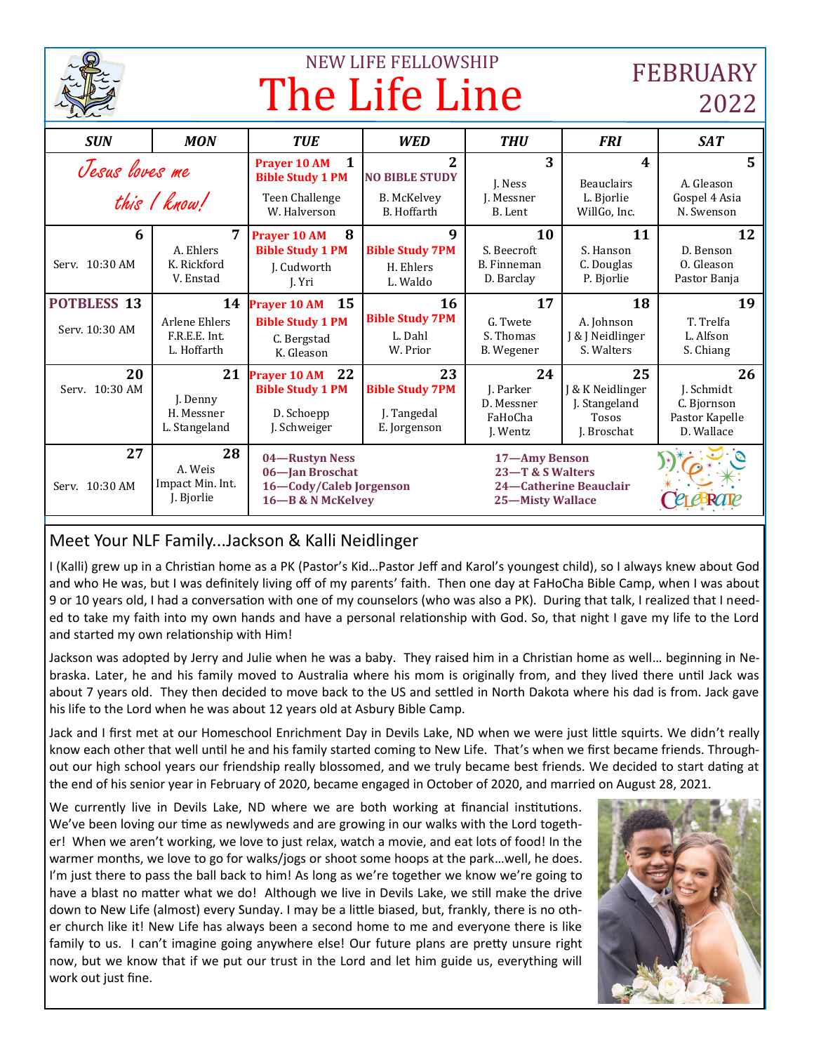NEW LIFE FELLOWSHIP

# The Life Line

FEBRUARY 2022

| SUN | MON | TUE | WED | THU | FRI | SAT |
|---|---|---|---|---|---|---|
| *Jesus loves me this I know!* | | **1** **Prayer 10 AM** **Bible Study 1 PM** Teen Challenge W. Halverson | **2** **NO BIBLE STUDY** B. McKelvey B. Hoffarth | **3** J. Ness J. Messner B. Lent | **4** Beauclairs L. Bjorlie WillGo, Inc. | **5** A. Gleason Gospel 4 Asia N. Swenson |
| **6** Serv. 10:30 AM | **7** A. Ehlers K. Rickford V. Enstad | **8** **Prayer 10 AM** **Bible Study 1 PM** J. Cudworth J. Yri | **9** **Bible Study 7PM** H. Ehlers L. Waldo | **10** S. Beecroft B. Finneman D. Barclay | **11** S. Hanson C. Douglas P. Bjorlie | **12** D. Benson O. Gleason Pastor Banja |
| **13** **POTBLESS** Serv. 10:30 AM | **14** Arlene Ehlers F.R.E.E. Int. L. Hoffarth | **15** **Prayer 10 AM** **Bible Study 1 PM** C. Bergstad K. Gleason | **16** **Bible Study 7PM** L. Dahl W. Prior | **17** G. Twete S. Thomas B. Wegener | **18** A. Johnson J & J Neidlinger S. Walters | **19** T. Trelfa L. Alfson S. Chiang |
| **20** Serv. 10:30 AM | **21** J. Denny H. Messner L. Stangeland | **22** **Prayer 10 AM** **Bible Study 1 PM** D. Schoepp J. Schweiger | **23** **Bible Study 7PM** J. Tangedal E. Jorgenson | **24** J. Parker D. Messner FaHoCha J. Wentz | **25** J & K Neidlinger J. Stangeland Tosos J. Broschat | **26** J. Schmidt C. Bjornson Pastor Kapelle D. Wallace |
| **27** Serv. 10:30 AM | **28** A. Weis Impact Min. Int. J. Bjorlie | **04—Rustyn Ness** **06—Jan Broschat** **16—Cody/Caleb Jorgenson** **16—B & N McKelvey** | | **17—Amy Benson** **23—T & S Walters** **24—Catherine Beauclair** **25—Misty Wallace** | | Celebrate |

## Meet Your NLF Family...Jackson & Kalli Neidlinger

I (Kalli) grew up in a Christian home as a PK (Pastor's Kid…Pastor Jeff and Karol's youngest child), so I always knew about God and who He was, but I was definitely living off of my parents' faith. Then one day at FaHoCha Bible Camp, when I was about 9 or 10 years old, I had a conversation with one of my counselors (who was also a PK). During that talk, I realized that I needed to take my faith into my own hands and have a personal relationship with God. So, that night I gave my life to the Lord and started my own relationship with Him!

Jackson was adopted by Jerry and Julie when he was a baby. They raised him in a Christian home as well… beginning in Nebraska. Later, he and his family moved to Australia where his mom is originally from, and they lived there until Jack was about 7 years old. They then decided to move back to the US and settled in North Dakota where his dad is from. Jack gave his life to the Lord when he was about 12 years old at Asbury Bible Camp.

Jack and I first met at our Homeschool Enrichment Day in Devils Lake, ND when we were just little squirts. We didn't really know each other that well until he and his family started coming to New Life. That's when we first became friends. Throughout our high school years our friendship really blossomed, and we truly became best friends. We decided to start dating at the end of his senior year in February of 2020, became engaged in October of 2020, and married on August 28, 2021.

We currently live in Devils Lake, ND where we are both working at financial institutions. We've been loving our time as newlyweds and are growing in our walks with the Lord together! When we aren't working, we love to just relax, watch a movie, and eat lots of food! In the warmer months, we love to go for walks/jogs or shoot some hoops at the park…well, he does. I'm just there to pass the ball back to him! As long as we're together we know we're going to have a blast no matter what we do! Although we live in Devils Lake, we still make the drive down to New Life (almost) every Sunday. I may be a little biased, but, frankly, there is no other church like it! New Life has always been a second home to me and everyone there is like family to us. I can't imagine going anywhere else! Our future plans are pretty unsure right now, but we know that if we put our trust in the Lord and let him guide us, everything will work out just fine.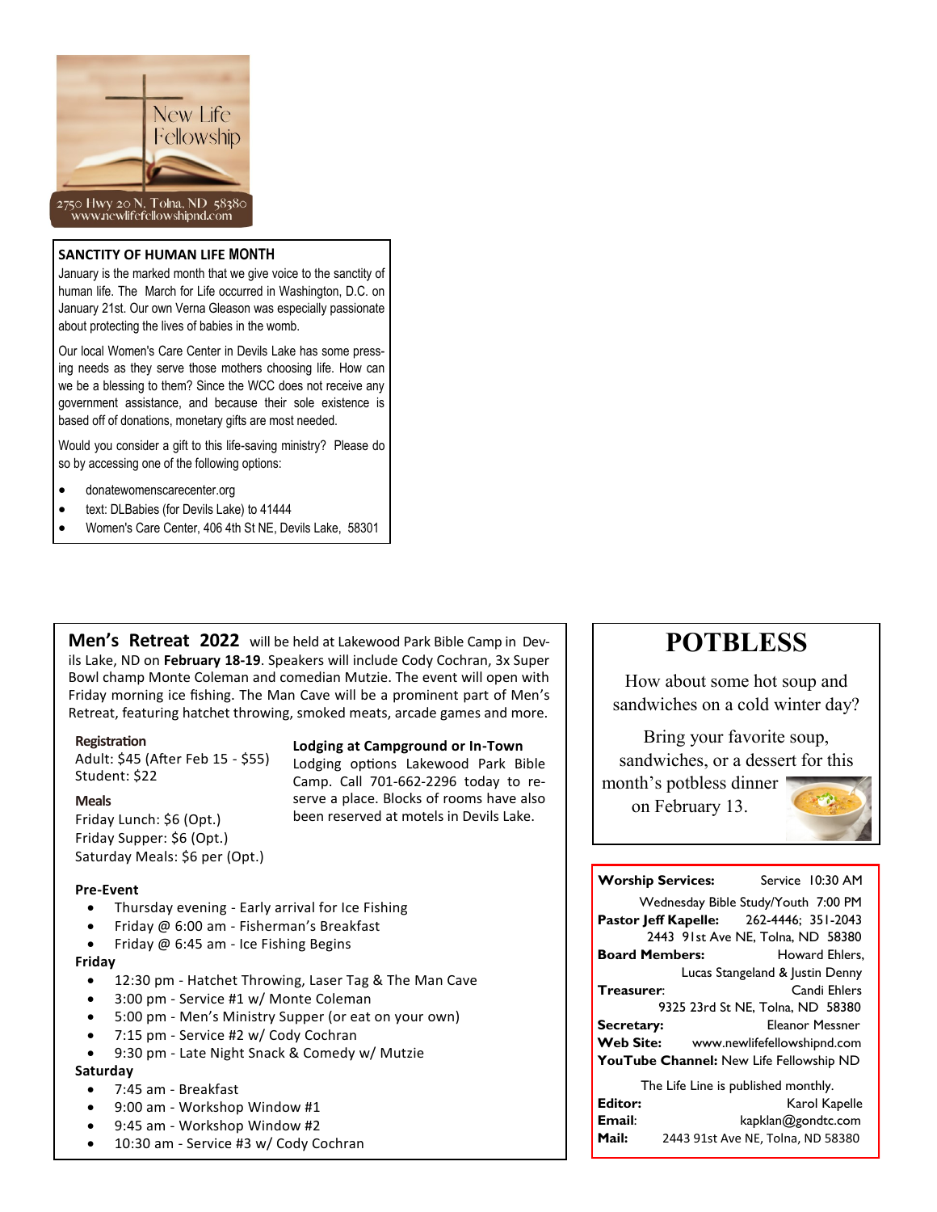New Life Fellowship

2750 Hwy 20 N, Tolna, ND 58380
www.newlifefellowshipnd.com

## SANCTITY OF HUMAN LIFE MONTH

January is the marked month that we give voice to the sanctity of human life. The March for Life occurred in Washington, D.C. on January 21st. Our own Verna Gleason was especially passionate about protecting the lives of babies in the womb.

Our local Women's Care Center in Devils Lake has some pressing needs as they serve those mothers choosing life. How can we be a blessing to them? Since the WCC does not receive any government assistance, and because their sole existence is based off of donations, monetary gifts are most needed.

Would you consider a gift to this life-saving ministry? Please do so by accessing one of the following options:

- donatewomenscarecenter.org
- text: DLBabies (for Devils Lake) to 41444
- Women's Care Center, 406 4th St NE, Devils Lake, 58301

## Men's Retreat 2022

**Men's Retreat 2022** will be held at Lakewood Park Bible Camp in Devils Lake, ND on **February 18-19**. Speakers will include Cody Cochran, 3x Super Bowl champ Monte Coleman and comedian Mutzie. The event will open with Friday morning ice fishing. The Man Cave will be a prominent part of Men's Retreat, featuring hatchet throwing, smoked meats, arcade games and more.

**Registration**
Adult: $45 (After Feb 15 - $55)
Student: $22

**Meals**
Friday Lunch: $6 (Opt.)
Friday Supper: $6 (Opt.)
Saturday Meals: $6 per (Opt.)

**Lodging at Campground or In-Town**
Lodging options Lakewood Park Bible Camp. Call 701-662-2296 today to reserve a place. Blocks of rooms have also been reserved at motels in Devils Lake.

**Pre-Event**
- Thursday evening - Early arrival for Ice Fishing
- Friday @ 6:00 am - Fisherman's Breakfast
- Friday @ 6:45 am - Ice Fishing Begins

**Friday**
- 12:30 pm - Hatchet Throwing, Laser Tag & The Man Cave
- 3:00 pm - Service #1 w/ Monte Coleman
- 5:00 pm - Men's Ministry Supper (or eat on your own)
- 7:15 pm - Service #2 w/ Cody Cochran
- 9:30 pm - Late Night Snack & Comedy w/ Mutzie

**Saturday**
- 7:45 am - Breakfast
- 9:00 am - Workshop Window #1
- 9:45 am - Workshop Window #2
- 10:30 am - Service #3 w/ Cody Cochran

## POTBLESS

How about some hot soup and sandwiches on a cold winter day?

Bring your favorite soup, sandwiches, or a dessert for this month's potbless dinner on February 13.

**Worship Services:** Service 10:30 AM
Wednesday Bible Study/Youth 7:00 PM
**Pastor Jeff Kapelle:** 262-4446; 351-2043
2443 91st Ave NE, Tolna, ND 58380
**Board Members:** Howard Ehlers, Lucas Stangeland & Justin Denny
**Treasurer**: Candi Ehlers
9325 23rd St NE, Tolna, ND 58380
**Secretary:** Eleanor Messner
**Web Site:** www.newlifefellowshipnd.com
**YouTube Channel:** New Life Fellowship ND

The Life Line is published monthly.
**Editor:** Karol Kapelle
**Email**: kapklan@gondtc.com
**Mail:** 2443 91st Ave NE, Tolna, ND 58380